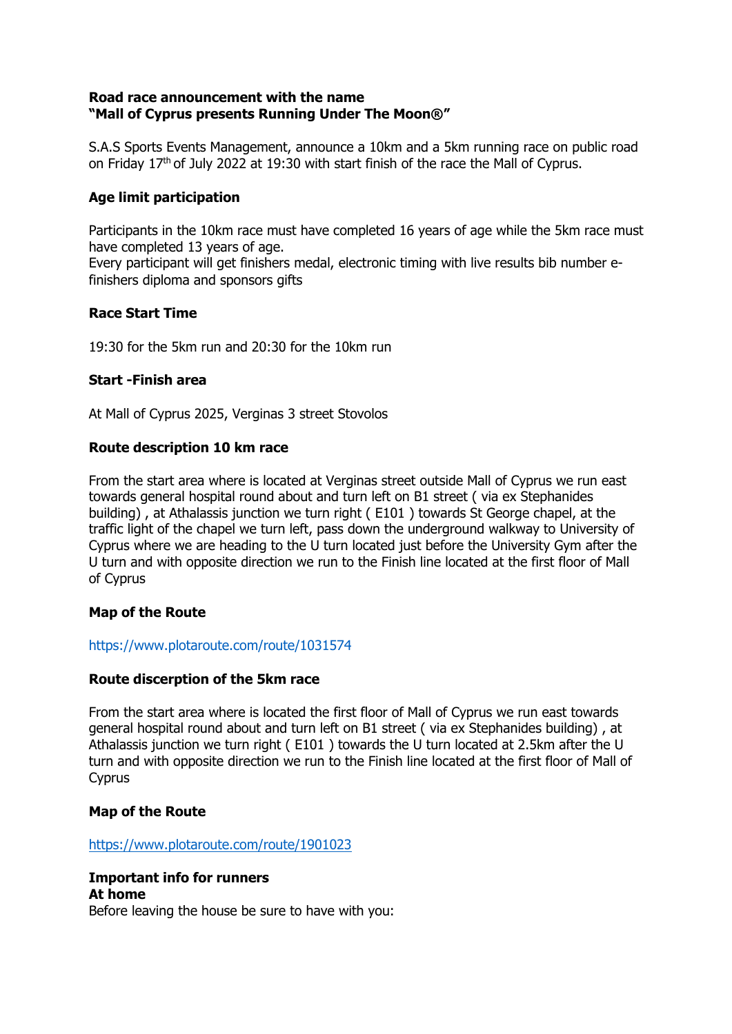**Road race announcement with the name**
**"Mall of Cyprus presents Running Under The Moon®"**

S.A.S Sports Events Management, announce a 10km and a 5km running race on public road on Friday 17th of July 2022 at 19:30 with start finish of the race the Mall of Cyprus.

**Age limit participation**

Participants in the 10km race must have completed 16 years of age while the 5km race must have completed 13 years of age.
Every participant will get finishers medal, electronic timing with live results bib number e-finishers diploma and sponsors gifts

**Race Start Time**

19:30 for the 5km run and 20:30 for the 10km run

**Start -Finish area**

At Mall of Cyprus 2025, Verginas 3 street Stovolos

**Route description 10 km race**

From the start area where is located at Verginas street outside Mall of Cyprus we run east towards general hospital round about and turn left on B1 street ( via ex Stephanides building) , at Athalassis junction we turn right ( E101 ) towards St George chapel, at the traffic light of the chapel we turn left, pass down the underground walkway to University of Cyprus where we are heading to the U turn located just before the University Gym after the U turn and with opposite direction we run to the Finish line located at the first floor of Mall of Cyprus

**Map of the Route**

https://www.plotaroute.com/route/1031574

**Route discerption of the 5km race**

From the start area where is located the first floor of Mall of Cyprus we run east towards general hospital round about and turn left on B1 street ( via ex Stephanides building) , at Athalassis junction we turn right ( E101 ) towards the U turn located at 2.5km after the U turn and with opposite direction we run to the Finish line located at the first floor of Mall of Cyprus

**Map of the Route**

https://www.plotaroute.com/route/1901023

**Important info for runners**
**At home**
Before leaving the house be sure to have with you: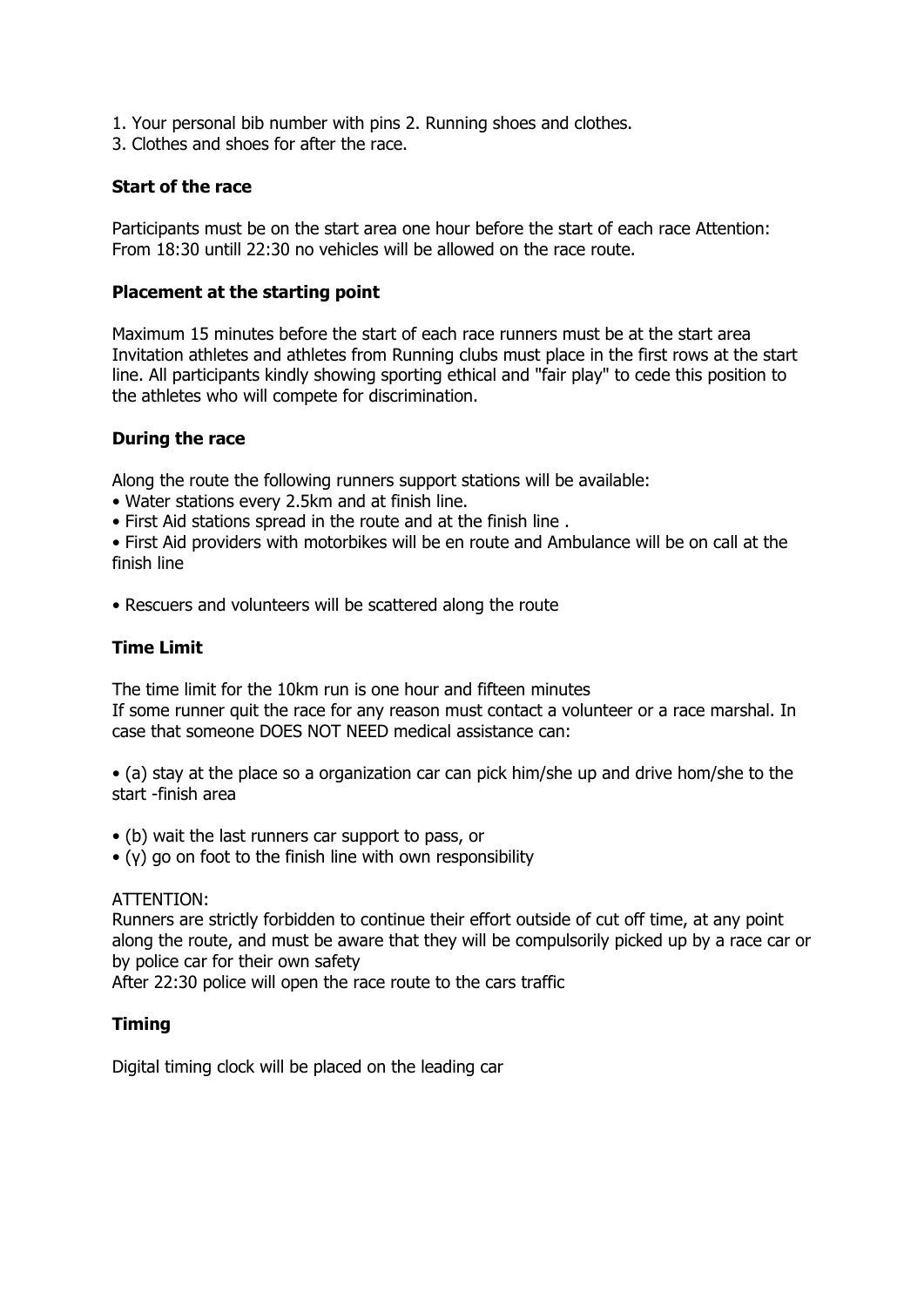1. Your personal bib number with pins 2. Running shoes and clothes.
3. Clothes and shoes for after the race.

**Start of the race**

Participants must be on the start area one hour before the start of each race Attention: From 18:30 untill 22:30 no vehicles will be allowed on the race route.

**Placement at the starting point**

Maximum 15 minutes before the start of each race runners must be at the start area Invitation athletes and athletes from Running clubs must place in the first rows at the start line. All participants kindly showing sporting ethical and "fair play" to cede this position to the athletes who will compete for discrimination.

**During the race**

Along the route the following runners support stations will be available:

- Water stations every 2.5km and at finish line.
- First Aid stations spread in the route and at the finish line .
- First Aid providers with motorbikes will be en route and Ambulance will be on call at the finish line
- Rescuers and volunteers will be scattered along the route

**Time Limit**

The time limit for the 10km run is one hour and fifteen minutes
If some runner quit the race for any reason must contact a volunteer or a race marshal. In case that someone DOES NOT NEED medical assistance can:

- (a) stay at the place so a organization car can pick him/she up and drive hom/she to the start -finish area
- (b) wait the last runners car support to pass, or
- (γ) go on foot to the finish line with own responsibility

ATTENTION:
Runners are strictly forbidden to continue their effort outside of cut off time, at any point along the route, and must be aware that they will be compulsorily picked up by a race car or by police car for their own safety
After 22:30 police will open the race route to the cars traffic

**Timing**

Digital timing clock will be placed on the leading car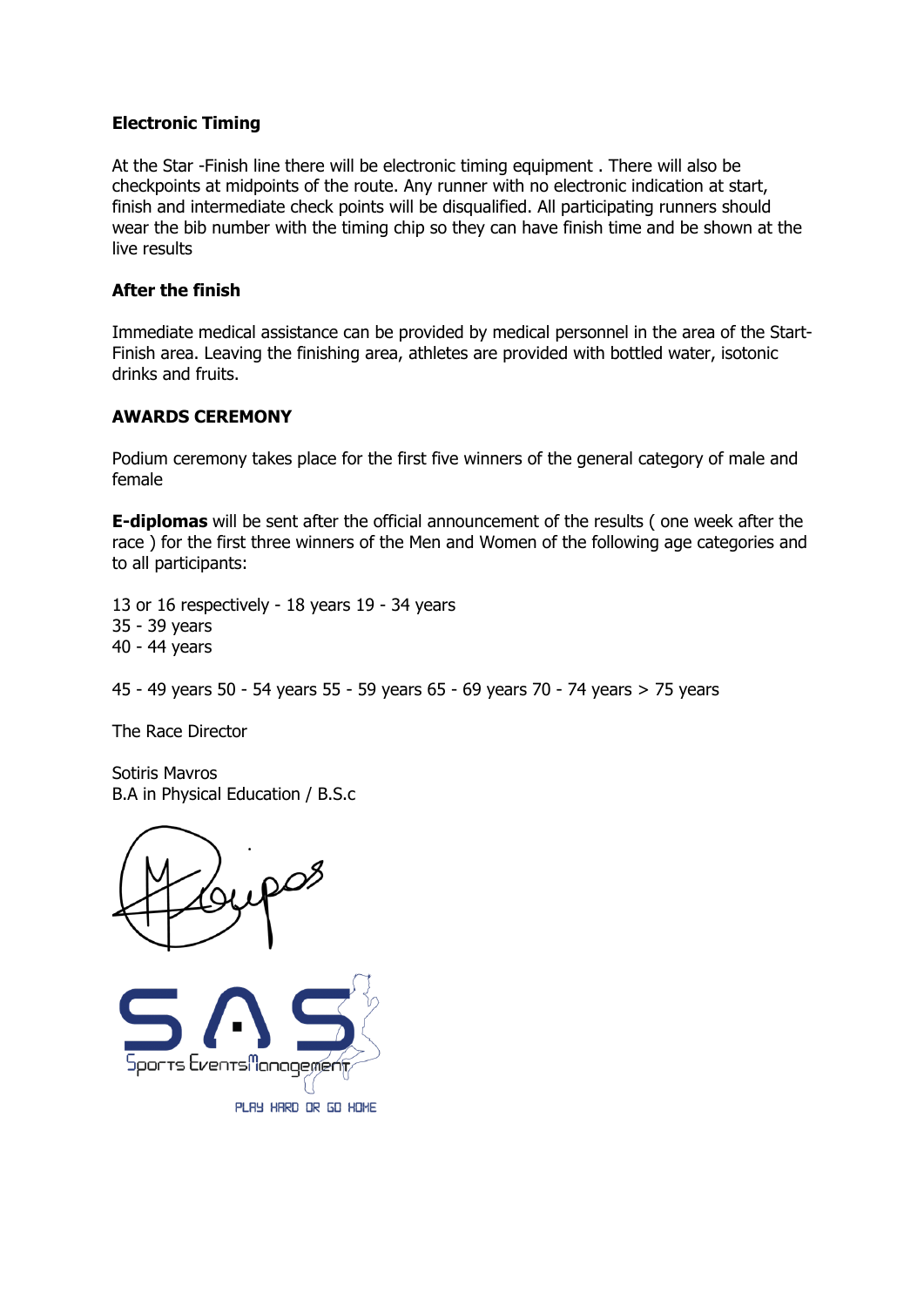**Electronic Timing**

At the Star -Finish line there will be electronic timing equipment . There will also be checkpoints at midpoints of the route. Any runner with no electronic indication at start, finish and intermediate check points will be disqualified. All participating runners should wear the bib number with the timing chip so they can have finish time and be shown at the live results

**After the finish**

Immediate medical assistance can be provided by medical personnel in the area of the Start-Finish area. Leaving the finishing area, athletes are provided with bottled water, isotonic drinks and fruits.

**AWARDS CEREMONY**

Podium ceremony takes place for the first five winners of the general category of male and female

**E-diplomas** will be sent after the official announcement of the results ( one week after the race ) for the first three winners of the Men and Women of the following age categories and to all participants:

13 or 16 respectively - 18 years 19 - 34 years
35 - 39 years
40 - 44 years

45 - 49 years 50 - 54 years 55 - 59 years 65 - 69 years 70 - 74 years > 75 years

The Race Director

Sotiris Mavros
B.A in Physical Education / B.S.c

SAS Sports Events Management

PLAY HARD OR GO HOME